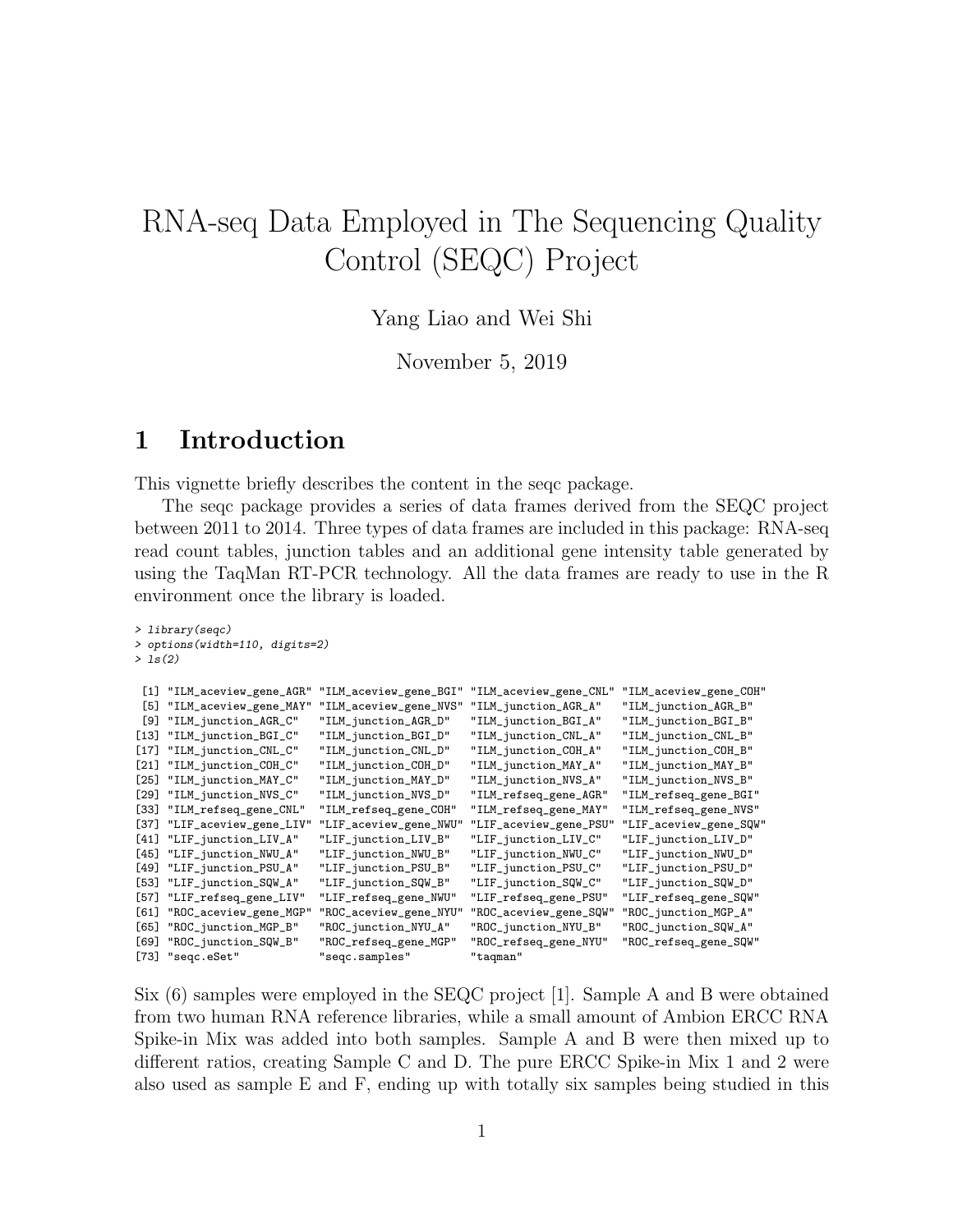// RNA-seq Data Employed in The Sequencing Quality Control (SEQC) Project

Yang Liao and Wei Shi

November 5, 2019

## 1 Introduction

This vignette briefly describes the content in the seqc package.

The seqc package provides a series of data frames derived from the SEQC project between 2011 to 2014. Three types of data frames are included in this package: RNA-seq read count tables, junction tables and an additional gene intensity table generated by using the TaqMan RT-PCR technology. All the data frames are ready to use in the R environment once the library is loaded.

```
> library(seqc)
> options(width=110, digits=2)
> ls(2)

 [1] "ILM_aceview_gene_AGR" "ILM_aceview_gene_BGI" "ILM_aceview_gene_CNL" "ILM_aceview_gene_COH"
 [5] "ILM_aceview_gene_MAY" "ILM_aceview_gene_NVS" "ILM_junction_AGR_A"   "ILM_junction_AGR_B"
 [9] "ILM_junction_AGR_C"   "ILM_junction_AGR_D"   "ILM_junction_BGI_A"   "ILM_junction_BGI_B"
[13] "ILM_junction_BGI_C"   "ILM_junction_BGI_D"   "ILM_junction_CNL_A"   "ILM_junction_CNL_B"
[17] "ILM_junction_CNL_C"   "ILM_junction_CNL_D"   "ILM_junction_COH_A"   "ILM_junction_COH_B"
[21] "ILM_junction_COH_C"   "ILM_junction_COH_D"   "ILM_junction_MAY_A"   "ILM_junction_MAY_B"
[25] "ILM_junction_MAY_C"   "ILM_junction_MAY_D"   "ILM_junction_NVS_A"   "ILM_junction_NVS_B"
[29] "ILM_junction_NVS_C"   "ILM_junction_NVS_D"   "ILM_refseq_gene_AGR"  "ILM_refseq_gene_BGI"
[33] "ILM_refseq_gene_CNL"  "ILM_refseq_gene_COH"  "ILM_refseq_gene_MAY"  "ILM_refseq_gene_NVS"
[37] "LIF_aceview_gene_LIV" "LIF_aceview_gene_NWU" "LIF_aceview_gene_PSU" "LIF_aceview_gene_SQW"
[41] "LIF_junction_LIV_A"   "LIF_junction_LIV_B"   "LIF_junction_LIV_C"   "LIF_junction_LIV_D"
[45] "LIF_junction_NWU_A"   "LIF_junction_NWU_B"   "LIF_junction_NWU_C"   "LIF_junction_NWU_D"
[49] "LIF_junction_PSU_A"   "LIF_junction_PSU_B"   "LIF_junction_PSU_C"   "LIF_junction_PSU_D"
[53] "LIF_junction_SQW_A"   "LIF_junction_SQW_B"   "LIF_junction_SQW_C"   "LIF_junction_SQW_D"
[57] "LIF_refseq_gene_LIV"  "LIF_refseq_gene_NWU"  "LIF_refseq_gene_PSU"  "LIF_refseq_gene_SQW"
[61] "ROC_aceview_gene_MGP" "ROC_aceview_gene_NYU" "ROC_aceview_gene_SQW" "ROC_junction_MGP_A"
[65] "ROC_junction_MGP_B"   "ROC_junction_NYU_A"   "ROC_junction_NYU_B"   "ROC_junction_SQW_A"
[69] "ROC_junction_SQW_B"   "ROC_refseq_gene_MGP"  "ROC_refseq_gene_NYU"  "ROC_refseq_gene_SQW"
[73] "seqc.eSet"            "seqc.samples"         "taqman"
```

Six (6) samples were employed in the SEQC project [1]. Sample A and B were obtained from two human RNA reference libraries, while a small amount of Ambion ERCC RNA Spike-in Mix was added into both samples. Sample A and B were then mixed up to different ratios, creating Sample C and D. The pure ERCC Spike-in Mix 1 and 2 were also used as sample E and F, ending up with totally six samples being studied in this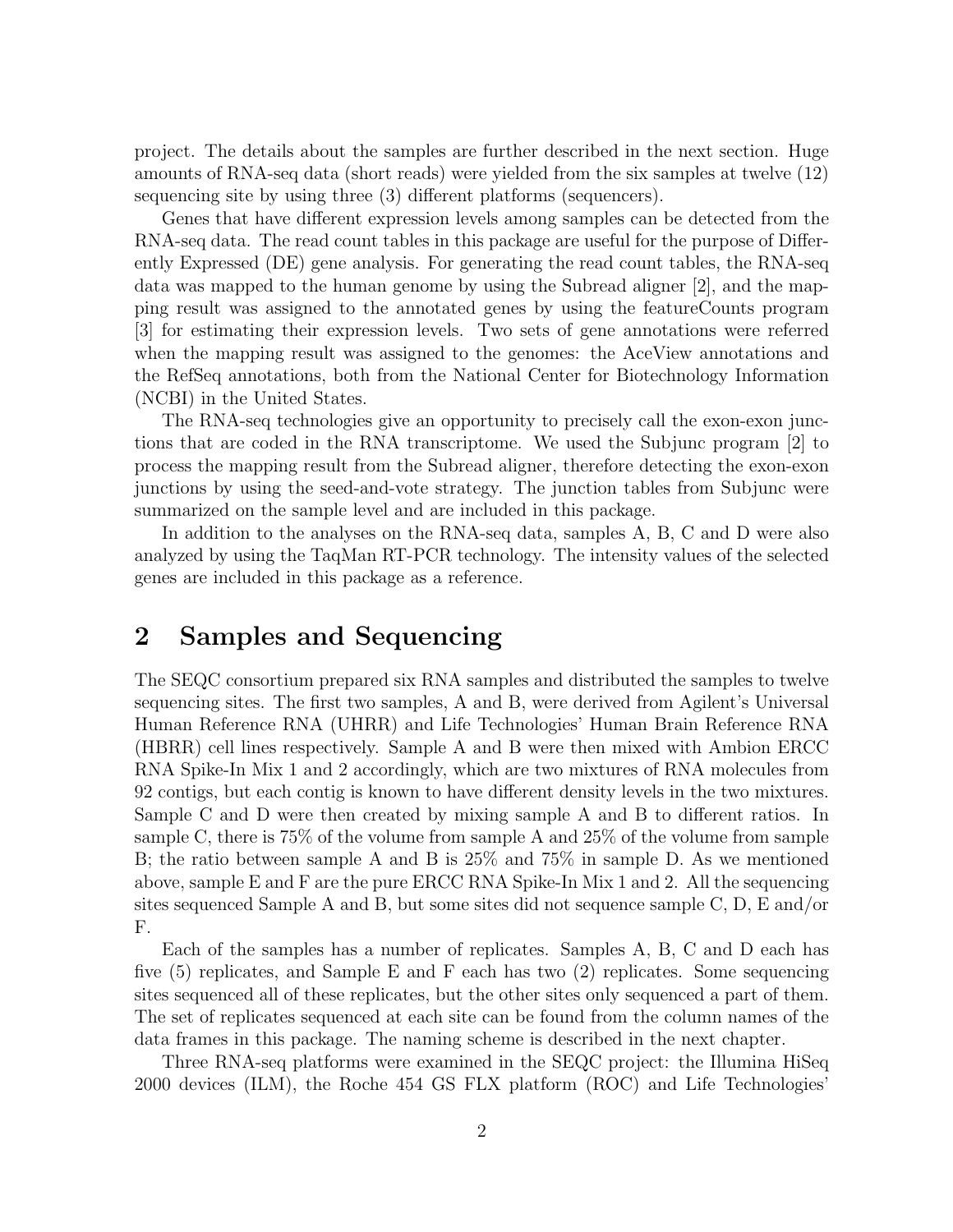project. The details about the samples are further described in the next section. Huge amounts of RNA-seq data (short reads) were yielded from the six samples at twelve (12) sequencing site by using three (3) different platforms (sequencers).

Genes that have different expression levels among samples can be detected from the RNA-seq data. The read count tables in this package are useful for the purpose of Differently Expressed (DE) gene analysis. For generating the read count tables, the RNA-seq data was mapped to the human genome by using the Subread aligner [2], and the mapping result was assigned to the annotated genes by using the featureCounts program [3] for estimating their expression levels. Two sets of gene annotations were referred when the mapping result was assigned to the genomes: the AceView annotations and the RefSeq annotations, both from the National Center for Biotechnology Information (NCBI) in the United States.

The RNA-seq technologies give an opportunity to precisely call the exon-exon junctions that are coded in the RNA transcriptome. We used the Subjunc program [2] to process the mapping result from the Subread aligner, therefore detecting the exon-exon junctions by using the seed-and-vote strategy. The junction tables from Subjunc were summarized on the sample level and are included in this package.

In addition to the analyses on the RNA-seq data, samples A, B, C and D were also analyzed by using the TaqMan RT-PCR technology. The intensity values of the selected genes are included in this package as a reference.

# 2 Samples and Sequencing

The SEQC consortium prepared six RNA samples and distributed the samples to twelve sequencing sites. The first two samples, A and B, were derived from Agilent's Universal Human Reference RNA (UHRR) and Life Technologies' Human Brain Reference RNA (HBRR) cell lines respectively. Sample A and B were then mixed with Ambion ERCC RNA Spike-In Mix 1 and 2 accordingly, which are two mixtures of RNA molecules from 92 contigs, but each contig is known to have different density levels in the two mixtures. Sample C and D were then created by mixing sample A and B to different ratios. In sample C, there is 75% of the volume from sample A and 25% of the volume from sample B; the ratio between sample A and B is 25% and 75% in sample D. As we mentioned above, sample E and F are the pure ERCC RNA Spike-In Mix 1 and 2. All the sequencing sites sequenced Sample A and B, but some sites did not sequence sample C, D, E and/or F.

Each of the samples has a number of replicates. Samples A, B, C and D each has five (5) replicates, and Sample E and F each has two (2) replicates. Some sequencing sites sequenced all of these replicates, but the other sites only sequenced a part of them. The set of replicates sequenced at each site can be found from the column names of the data frames in this package. The naming scheme is described in the next chapter.

Three RNA-seq platforms were examined in the SEQC project: the Illumina HiSeq 2000 devices (ILM), the Roche 454 GS FLX platform (ROC) and Life Technologies'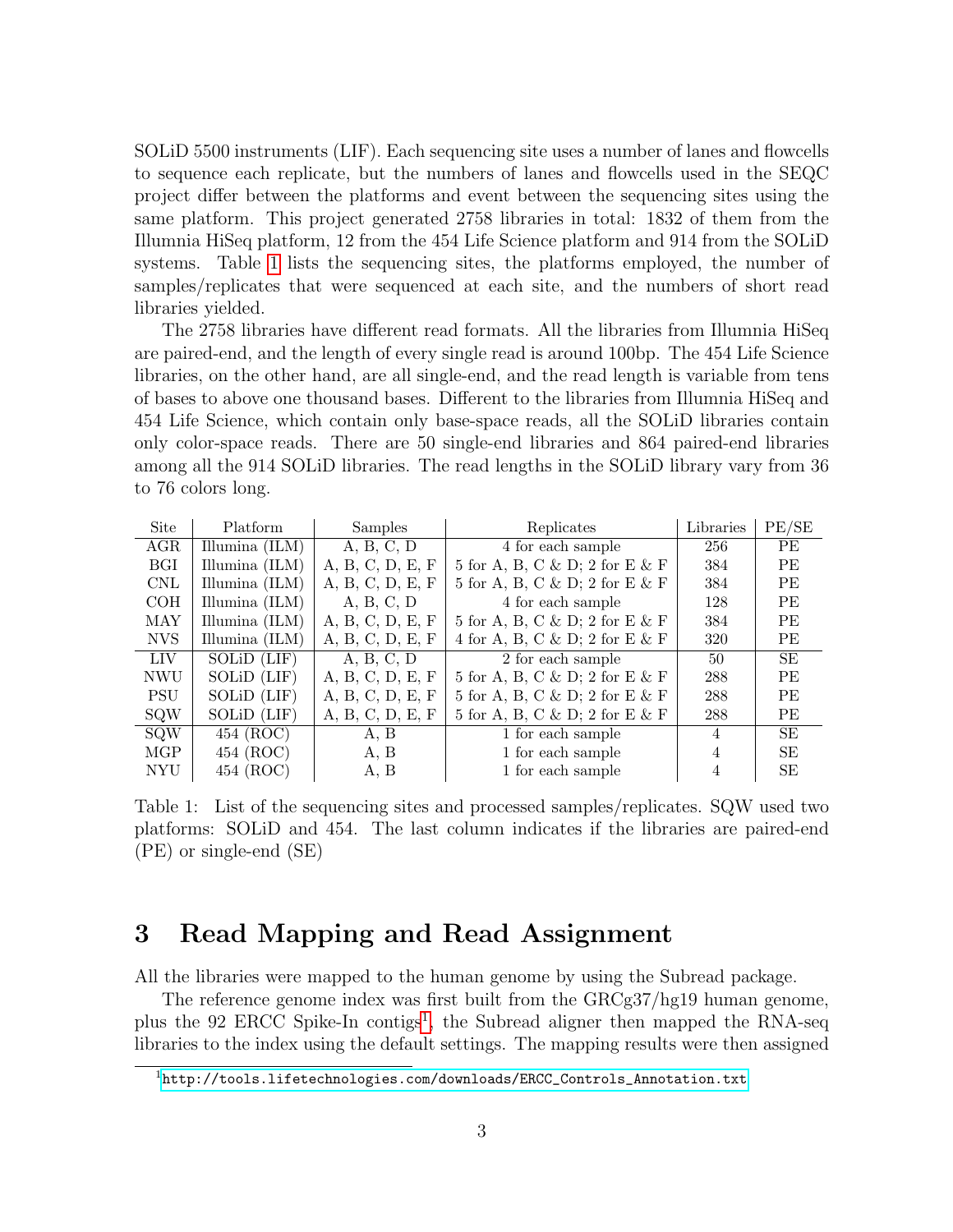SOLiD 5500 instruments (LIF). Each sequencing site uses a number of lanes and flowcells to sequence each replicate, but the numbers of lanes and flowcells used in the SEQC project differ between the platforms and event between the sequencing sites using the same platform. This project generated 2758 libraries in total: 1832 of them from the Illumnia HiSeq platform, 12 from the 454 Life Science platform and 914 from the SOLiD systems. Table 1 lists the sequencing sites, the platforms employed, the number of samples/replicates that were sequenced at each site, and the numbers of short read libraries yielded.

The 2758 libraries have different read formats. All the libraries from Illumnia HiSeq are paired-end, and the length of every single read is around 100bp. The 454 Life Science libraries, on the other hand, are all single-end, and the read length is variable from tens of bases to above one thousand bases. Different to the libraries from Illumnia HiSeq and 454 Life Science, which contain only base-space reads, all the SOLiD libraries contain only color-space reads. There are 50 single-end libraries and 864 paired-end libraries among all the 914 SOLiD libraries. The read lengths in the SOLiD library vary from 36 to 76 colors long.

| Site | Platform | Samples | Replicates | Libraries | PE/SE |
|---|---|---|---|---|---|
| AGR | Illumina (ILM) | A, B, C, D | 4 for each sample | 256 | PE |
| BGI | Illumina (ILM) | A, B, C, D, E, F | 5 for A, B, C & D; 2 for E & F | 384 | PE |
| CNL | Illumina (ILM) | A, B, C, D, E, F | 5 for A, B, C & D; 2 for E & F | 384 | PE |
| COH | Illumina (ILM) | A, B, C, D | 4 for each sample | 128 | PE |
| MAY | Illumina (ILM) | A, B, C, D, E, F | 5 for A, B, C & D; 2 for E & F | 384 | PE |
| NVS | Illumina (ILM) | A, B, C, D, E, F | 4 for A, B, C & D; 2 for E & F | 320 | PE |
| LIV | SOLiD (LIF) | A, B, C, D | 2 for each sample | 50 | SE |
| NWU | SOLiD (LIF) | A, B, C, D, E, F | 5 for A, B, C & D; 2 for E & F | 288 | PE |
| PSU | SOLiD (LIF) | A, B, C, D, E, F | 5 for A, B, C & D; 2 for E & F | 288 | PE |
| SQW | SOLiD (LIF) | A, B, C, D, E, F | 5 for A, B, C & D; 2 for E & F | 288 | PE |
| SQW | 454 (ROC) | A, B | 1 for each sample | 4 | SE |
| MGP | 454 (ROC) | A, B | 1 for each sample | 4 | SE |
| NYU | 454 (ROC) | A, B | 1 for each sample | 4 | SE |

Table 1: List of the sequencing sites and processed samples/replicates. SQW used two platforms: SOLiD and 454. The last column indicates if the libraries are paired-end (PE) or single-end (SE)

# 3 Read Mapping and Read Assignment

All the libraries were mapped to the human genome by using the Subread package.

The reference genome index was first built from the GRCg37/hg19 human genome, plus the 92 ERCC Spike-In contigs[1], the Subread aligner then mapped the RNA-seq libraries to the index using the default settings. The mapping results were then assigned

[1] http://tools.lifetechnologies.com/downloads/ERCC_Controls_Annotation.txt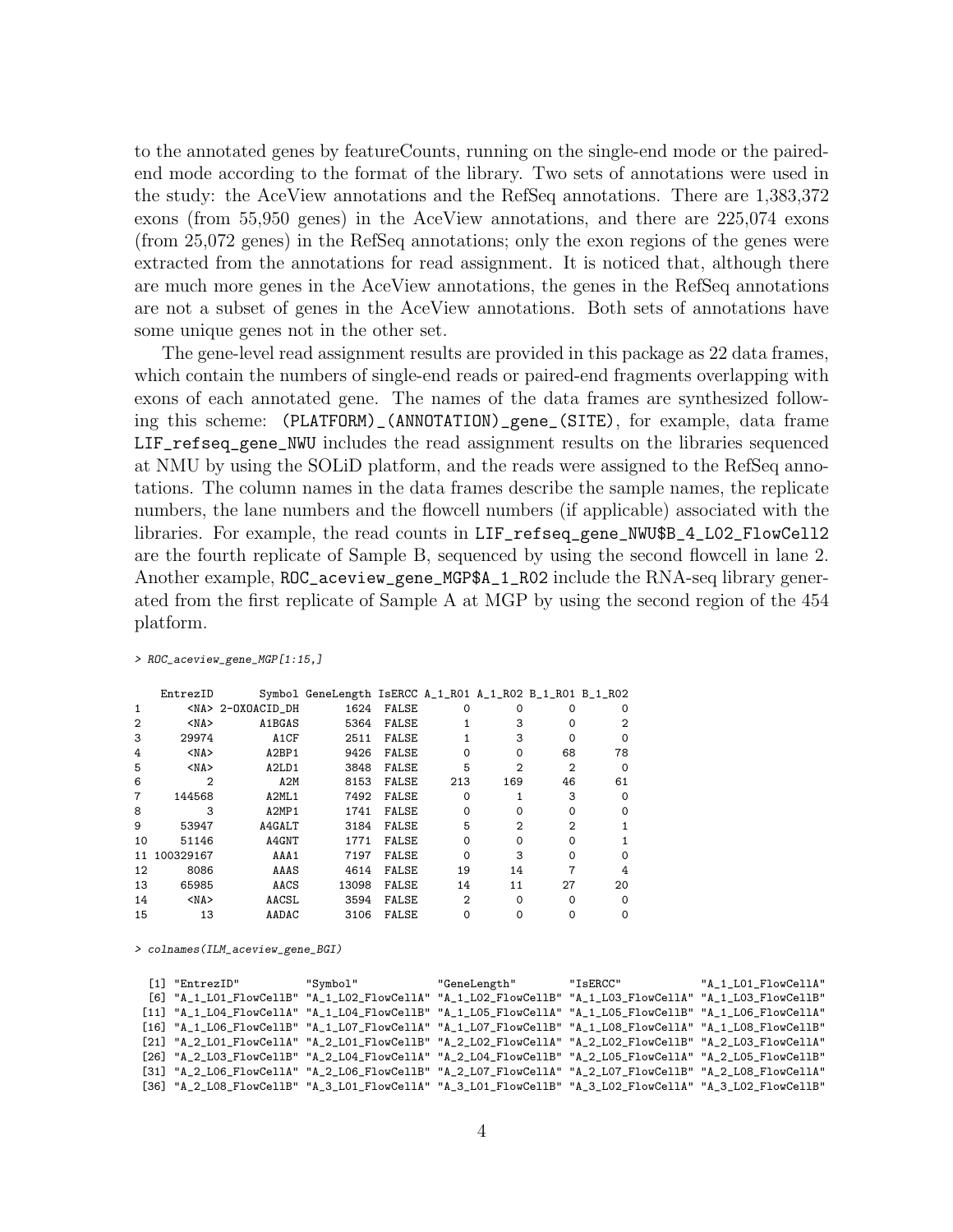to the annotated genes by featureCounts, running on the single-end mode or the paired-end mode according to the format of the library. Two sets of annotations were used in the study: the AceView annotations and the RefSeq annotations. There are 1,383,372 exons (from 55,950 genes) in the AceView annotations, and there are 225,074 exons (from 25,072 genes) in the RefSeq annotations; only the exon regions of the genes were extracted from the annotations for read assignment. It is noticed that, although there are much more genes in the AceView annotations, the genes in the RefSeq annotations are not a subset of genes in the AceView annotations. Both sets of annotations have some unique genes not in the other set.

The gene-level read assignment results are provided in this package as 22 data frames, which contain the numbers of single-end reads or paired-end fragments overlapping with exons of each annotated gene. The names of the data frames are synthesized following this scheme: `(PLATFORM)_(ANNOTATION)_gene_(SITE)`, for example, data frame `LIF_refseq_gene_NWU` includes the read assignment results on the libraries sequenced at NMU by using the SOLiD platform, and the reads were assigned to the RefSeq annotations. The column names in the data frames describe the sample names, the replicate numbers, the lane numbers and the flowcell numbers (if applicable) associated with the libraries. For example, the read counts in `LIF_refseq_gene_NWU$B_4_L02_FlowCell2` are the fourth replicate of Sample B, sequenced by using the second flowcell in lane 2. Another example, `ROC_aceview_gene_MGP$A_1_R02` include the RNA-seq library generated from the first replicate of Sample A at MGP by using the second region of the 454 platform.

```
> ROC_aceview_gene_MGP[1:15,]

     EntrezID        Symbol GeneLength IsERCC A_1_R01 A_1_R02 B_1_R01 B_1_R02
1        <NA> 2-OXOACID_DH       1624  FALSE       0       0       0       0
2        <NA>        A1BGAS       5364  FALSE       1       3       0       2
3       29974          A1CF       2511  FALSE       1       3       0       0
4        <NA>         A2BP1       9426  FALSE       0       0      68      78
5        <NA>         A2LD1       3848  FALSE       5       2       2       0
6           2           A2M       8153  FALSE     213     169      46      61
7      144568         A2ML1       7492  FALSE       0       1       3       0
8           3         A2MP1       1741  FALSE       0       0       0       0
9       53947        A4GALT       3184  FALSE       5       2       2       1
10      51146         A4GNT       1771  FALSE       0       0       0       1
11  100329167          AAA1       7197  FALSE       0       3       0       0
12       8086          AAAS       4614  FALSE      19      14       7       4
13      65985          AACS      13098  FALSE      14      11      27      20
14       <NA>         AACSL       3594  FALSE       2       0       0       0
15         13         AADAC       3106  FALSE       0       0       0       0
```

```
> colnames(ILM_aceview_gene_BGI)

 [1] "EntrezID"            "Symbol"              "GeneLength"          "IsERCC"              "A_1_L01_FlowCellA"
 [6] "A_1_L01_FlowCellB"   "A_1_L02_FlowCellA"   "A_1_L02_FlowCellB"   "A_1_L03_FlowCellA"   "A_1_L03_FlowCellB"
[11] "A_1_L04_FlowCellA"   "A_1_L04_FlowCellB"   "A_1_L05_FlowCellA"   "A_1_L05_FlowCellB"   "A_1_L06_FlowCellA"
[16] "A_1_L06_FlowCellB"   "A_1_L07_FlowCellA"   "A_1_L07_FlowCellB"   "A_1_L08_FlowCellA"   "A_1_L08_FlowCellB"
[21] "A_2_L01_FlowCellA"   "A_2_L01_FlowCellB"   "A_2_L02_FlowCellA"   "A_2_L02_FlowCellB"   "A_2_L03_FlowCellA"
[26] "A_2_L03_FlowCellB"   "A_2_L04_FlowCellA"   "A_2_L04_FlowCellB"   "A_2_L05_FlowCellA"   "A_2_L05_FlowCellB"
[31] "A_2_L06_FlowCellA"   "A_2_L06_FlowCellB"   "A_2_L07_FlowCellA"   "A_2_L07_FlowCellB"   "A_2_L08_FlowCellA"
[36] "A_2_L08_FlowCellB"   "A_3_L01_FlowCellA"   "A_3_L01_FlowCellB"   "A_3_L02_FlowCellA"   "A_3_L02_FlowCellB"
```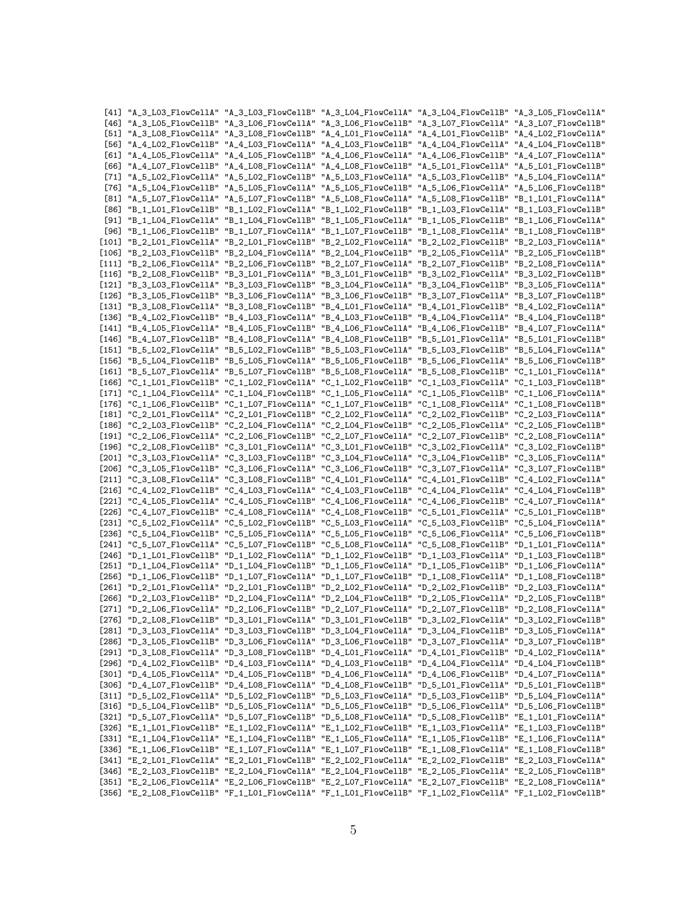```
 [41] "A_3_L03_FlowCellA" "A_3_L03_FlowCellB" "A_3_L04_FlowCellA" "A_3_L04_FlowCellB" "A_3_L05_FlowCellA"
 [46] "A_3_L05_FlowCellB" "A_3_L06_FlowCellA" "A_3_L06_FlowCellB" "A_3_L07_FlowCellA" "A_3_L07_FlowCellB"
 [51] "A_3_L08_FlowCellA" "A_3_L08_FlowCellB" "A_4_L01_FlowCellA" "A_4_L01_FlowCellB" "A_4_L02_FlowCellA"
 [56] "A_4_L02_FlowCellB" "A_4_L03_FlowCellA" "A_4_L03_FlowCellB" "A_4_L04_FlowCellA" "A_4_L04_FlowCellB"
 [61] "A_4_L05_FlowCellA" "A_4_L05_FlowCellB" "A_4_L06_FlowCellA" "A_4_L06_FlowCellB" "A_4_L07_FlowCellA"
 [66] "A_4_L07_FlowCellB" "A_4_L08_FlowCellA" "A_4_L08_FlowCellB" "A_5_L01_FlowCellA" "A_5_L01_FlowCellB"
 [71] "A_5_L02_FlowCellA" "A_5_L02_FlowCellB" "A_5_L03_FlowCellA" "A_5_L03_FlowCellB" "A_5_L04_FlowCellA"
 [76] "A_5_L04_FlowCellB" "A_5_L05_FlowCellA" "A_5_L05_FlowCellB" "A_5_L06_FlowCellA" "A_5_L06_FlowCellB"
 [81] "A_5_L07_FlowCellA" "A_5_L07_FlowCellB" "A_5_L08_FlowCellA" "A_5_L08_FlowCellB" "B_1_L01_FlowCellA"
 [86] "B_1_L01_FlowCellB" "B_1_L02_FlowCellA" "B_1_L02_FlowCellB" "B_1_L03_FlowCellA" "B_1_L03_FlowCellB"
 [91] "B_1_L04_FlowCellA" "B_1_L04_FlowCellB" "B_1_L05_FlowCellA" "B_1_L05_FlowCellB" "B_1_L06_FlowCellA"
 [96] "B_1_L06_FlowCellB" "B_1_L07_FlowCellA" "B_1_L07_FlowCellB" "B_1_L08_FlowCellA" "B_1_L08_FlowCellB"
[101] "B_2_L01_FlowCellA" "B_2_L01_FlowCellB" "B_2_L02_FlowCellA" "B_2_L02_FlowCellB" "B_2_L03_FlowCellA"
[106] "B_2_L03_FlowCellB" "B_2_L04_FlowCellA" "B_2_L04_FlowCellB" "B_2_L05_FlowCellA" "B_2_L05_FlowCellB"
[111] "B_2_L06_FlowCellA" "B_2_L06_FlowCellB" "B_2_L07_FlowCellA" "B_2_L07_FlowCellB" "B_2_L08_FlowCellA"
[116] "B_2_L08_FlowCellB" "B_3_L01_FlowCellA" "B_3_L01_FlowCellB" "B_3_L02_FlowCellA" "B_3_L02_FlowCellB"
[121] "B_3_L03_FlowCellA" "B_3_L03_FlowCellB" "B_3_L04_FlowCellA" "B_3_L04_FlowCellB" "B_3_L05_FlowCellA"
[126] "B_3_L05_FlowCellB" "B_3_L06_FlowCellA" "B_3_L06_FlowCellB" "B_3_L07_FlowCellA" "B_3_L07_FlowCellB"
[131] "B_3_L08_FlowCellA" "B_3_L08_FlowCellB" "B_4_L01_FlowCellA" "B_4_L01_FlowCellB" "B_4_L02_FlowCellA"
[136] "B_4_L02_FlowCellB" "B_4_L03_FlowCellA" "B_4_L03_FlowCellB" "B_4_L04_FlowCellA" "B_4_L04_FlowCellB"
[141] "B_4_L05_FlowCellA" "B_4_L05_FlowCellB" "B_4_L06_FlowCellA" "B_4_L06_FlowCellB" "B_4_L07_FlowCellA"
[146] "B_4_L07_FlowCellB" "B_4_L08_FlowCellA" "B_4_L08_FlowCellB" "B_5_L01_FlowCellA" "B_5_L01_FlowCellB"
[151] "B_5_L02_FlowCellA" "B_5_L02_FlowCellB" "B_5_L03_FlowCellA" "B_5_L03_FlowCellB" "B_5_L04_FlowCellA"
[156] "B_5_L04_FlowCellB" "B_5_L05_FlowCellA" "B_5_L05_FlowCellB" "B_5_L06_FlowCellA" "B_5_L06_FlowCellB"
[161] "B_5_L07_FlowCellA" "B_5_L07_FlowCellB" "B_5_L08_FlowCellA" "B_5_L08_FlowCellB" "C_1_L01_FlowCellA"
[166] "C_1_L01_FlowCellB" "C_1_L02_FlowCellA" "C_1_L02_FlowCellB" "C_1_L03_FlowCellA" "C_1_L03_FlowCellB"
[171] "C_1_L04_FlowCellA" "C_1_L04_FlowCellB" "C_1_L05_FlowCellA" "C_1_L05_FlowCellB" "C_1_L06_FlowCellA"
[176] "C_1_L06_FlowCellB" "C_1_L07_FlowCellA" "C_1_L07_FlowCellB" "C_1_L08_FlowCellA" "C_1_L08_FlowCellB"
[181] "C_2_L01_FlowCellA" "C_2_L01_FlowCellB" "C_2_L02_FlowCellA" "C_2_L02_FlowCellB" "C_2_L03_FlowCellA"
[186] "C_2_L03_FlowCellB" "C_2_L04_FlowCellA" "C_2_L04_FlowCellB" "C_2_L05_FlowCellA" "C_2_L05_FlowCellB"
[191] "C_2_L06_FlowCellA" "C_2_L06_FlowCellB" "C_2_L07_FlowCellA" "C_2_L07_FlowCellB" "C_2_L08_FlowCellA"
[196] "C_2_L08_FlowCellB" "C_3_L01_FlowCellA" "C_3_L01_FlowCellB" "C_3_L02_FlowCellA" "C_3_L02_FlowCellB"
[201] "C_3_L03_FlowCellA" "C_3_L03_FlowCellB" "C_3_L04_FlowCellA" "C_3_L04_FlowCellB" "C_3_L05_FlowCellA"
[206] "C_3_L05_FlowCellB" "C_3_L06_FlowCellA" "C_3_L06_FlowCellB" "C_3_L07_FlowCellA" "C_3_L07_FlowCellB"
[211] "C_3_L08_FlowCellA" "C_3_L08_FlowCellB" "C_4_L01_FlowCellA" "C_4_L01_FlowCellB" "C_4_L02_FlowCellA"
[216] "C_4_L02_FlowCellB" "C_4_L03_FlowCellA" "C_4_L03_FlowCellB" "C_4_L04_FlowCellA" "C_4_L04_FlowCellB"
[221] "C_4_L05_FlowCellA" "C_4_L05_FlowCellB" "C_4_L06_FlowCellA" "C_4_L06_FlowCellB" "C_4_L07_FlowCellA"
[226] "C_4_L07_FlowCellB" "C_4_L08_FlowCellA" "C_4_L08_FlowCellB" "C_5_L01_FlowCellA" "C_5_L01_FlowCellB"
[231] "C_5_L02_FlowCellA" "C_5_L02_FlowCellB" "C_5_L03_FlowCellA" "C_5_L03_FlowCellB" "C_5_L04_FlowCellA"
[236] "C_5_L04_FlowCellB" "C_5_L05_FlowCellA" "C_5_L05_FlowCellB" "C_5_L06_FlowCellA" "C_5_L06_FlowCellB"
[241] "C_5_L07_FlowCellA" "C_5_L07_FlowCellB" "C_5_L08_FlowCellA" "C_5_L08_FlowCellB" "D_1_L01_FlowCellA"
[246] "D_1_L01_FlowCellB" "D_1_L02_FlowCellA" "D_1_L02_FlowCellB" "D_1_L03_FlowCellA" "D_1_L03_FlowCellB"
[251] "D_1_L04_FlowCellA" "D_1_L04_FlowCellB" "D_1_L05_FlowCellA" "D_1_L05_FlowCellB" "D_1_L06_FlowCellA"
[256] "D_1_L06_FlowCellB" "D_1_L07_FlowCellA" "D_1_L07_FlowCellB" "D_1_L08_FlowCellA" "D_1_L08_FlowCellB"
[261] "D_2_L01_FlowCellA" "D_2_L01_FlowCellB" "D_2_L02_FlowCellA" "D_2_L02_FlowCellB" "D_2_L03_FlowCellA"
[266] "D_2_L03_FlowCellB" "D_2_L04_FlowCellA" "D_2_L04_FlowCellB" "D_2_L05_FlowCellA" "D_2_L05_FlowCellB"
[271] "D_2_L06_FlowCellA" "D_2_L06_FlowCellB" "D_2_L07_FlowCellA" "D_2_L07_FlowCellB" "D_2_L08_FlowCellA"
[276] "D_2_L08_FlowCellB" "D_3_L01_FlowCellA" "D_3_L01_FlowCellB" "D_3_L02_FlowCellA" "D_3_L02_FlowCellB"
[281] "D_3_L03_FlowCellA" "D_3_L03_FlowCellB" "D_3_L04_FlowCellA" "D_3_L04_FlowCellB" "D_3_L05_FlowCellA"
[286] "D_3_L05_FlowCellB" "D_3_L06_FlowCellA" "D_3_L06_FlowCellB" "D_3_L07_FlowCellA" "D_3_L07_FlowCellB"
[291] "D_3_L08_FlowCellA" "D_3_L08_FlowCellB" "D_4_L01_FlowCellA" "D_4_L01_FlowCellB" "D_4_L02_FlowCellA"
[296] "D_4_L02_FlowCellB" "D_4_L03_FlowCellA" "D_4_L03_FlowCellB" "D_4_L04_FlowCellA" "D_4_L04_FlowCellB"
[301] "D_4_L05_FlowCellA" "D_4_L05_FlowCellB" "D_4_L06_FlowCellA" "D_4_L06_FlowCellB" "D_4_L07_FlowCellA"
[306] "D_4_L07_FlowCellB" "D_4_L08_FlowCellA" "D_4_L08_FlowCellB" "D_5_L01_FlowCellA" "D_5_L01_FlowCellB"
[311] "D_5_L02_FlowCellA" "D_5_L02_FlowCellB" "D_5_L03_FlowCellA" "D_5_L03_FlowCellB" "D_5_L04_FlowCellA"
[316] "D_5_L04_FlowCellB" "D_5_L05_FlowCellA" "D_5_L05_FlowCellB" "D_5_L06_FlowCellA" "D_5_L06_FlowCellB"
[321] "D_5_L07_FlowCellA" "D_5_L07_FlowCellB" "D_5_L08_FlowCellA" "D_5_L08_FlowCellB" "E_1_L01_FlowCellA"
[326] "E_1_L01_FlowCellB" "E_1_L02_FlowCellA" "E_1_L02_FlowCellB" "E_1_L03_FlowCellA" "E_1_L03_FlowCellB"
[331] "E_1_L04_FlowCellA" "E_1_L04_FlowCellB" "E_1_L05_FlowCellA" "E_1_L05_FlowCellB" "E_1_L06_FlowCellA"
[336] "E_1_L06_FlowCellB" "E_1_L07_FlowCellA" "E_1_L07_FlowCellB" "E_1_L08_FlowCellA" "E_1_L08_FlowCellB"
[341] "E_2_L01_FlowCellA" "E_2_L01_FlowCellB" "E_2_L02_FlowCellA" "E_2_L02_FlowCellB" "E_2_L03_FlowCellA"
[346] "E_2_L03_FlowCellB" "E_2_L04_FlowCellA" "E_2_L04_FlowCellB" "E_2_L05_FlowCellA" "E_2_L05_FlowCellB"
[351] "E_2_L06_FlowCellA" "E_2_L06_FlowCellB" "E_2_L07_FlowCellA" "E_2_L07_FlowCellB" "E_2_L08_FlowCellA"
[356] "E_2_L08_FlowCellB" "F_1_L01_FlowCellA" "F_1_L01_FlowCellB" "F_1_L02_FlowCellA" "F_1_L02_FlowCellB"
```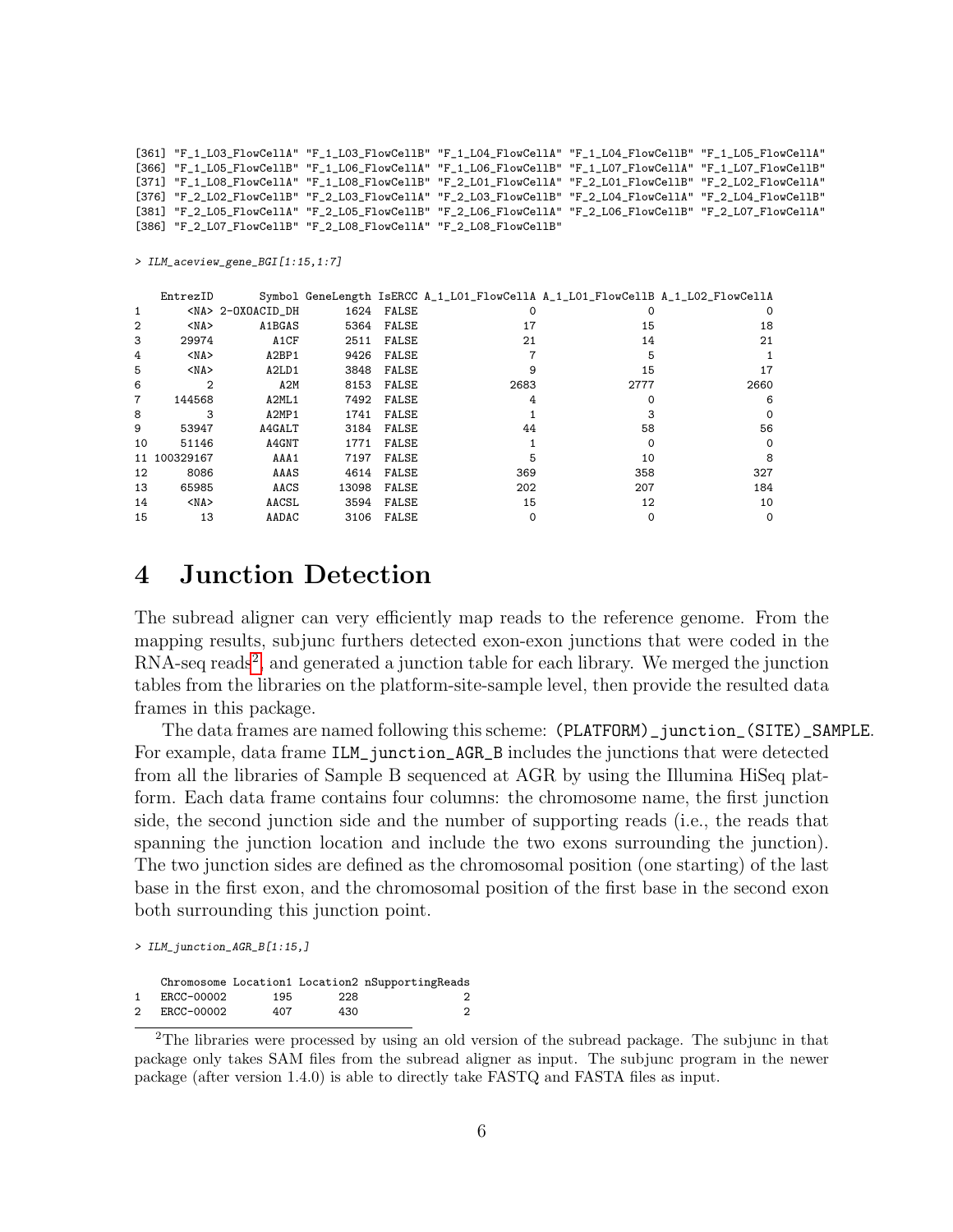```
[361] "F_1_L03_FlowCellA" "F_1_L03_FlowCellB" "F_1_L04_FlowCellA" "F_1_L04_FlowCellB" "F_1_L05_FlowCellA"
[366] "F_1_L05_FlowCellB" "F_1_L06_FlowCellA" "F_1_L06_FlowCellB" "F_1_L07_FlowCellA" "F_1_L07_FlowCellB"
[371] "F_1_L08_FlowCellA" "F_1_L08_FlowCellB" "F_2_L01_FlowCellA" "F_2_L01_FlowCellB" "F_2_L02_FlowCellA"
[376] "F_2_L02_FlowCellB" "F_2_L03_FlowCellA" "F_2_L03_FlowCellB" "F_2_L04_FlowCellA" "F_2_L04_FlowCellB"
[381] "F_2_L05_FlowCellA" "F_2_L05_FlowCellB" "F_2_L06_FlowCellA" "F_2_L06_FlowCellB" "F_2_L07_FlowCellA"
[386] "F_2_L07_FlowCellB" "F_2_L08_FlowCellA" "F_2_L08_FlowCellB"
```

```
> ILM_aceview_gene_BGI[1:15,1:7]
```

```
    EntrezID       Symbol GeneLength IsERCC A_1_L01_FlowCellA A_1_L01_FlowCellB A_1_L02_FlowCellA
1       <NA> 2-OXOACID_DH       1624  FALSE                 0                 0                 0
2       <NA>       A1BGAS       5364  FALSE                17                15                18
3      29974         A1CF       2511  FALSE                21                14                21
4       <NA>        A2BP1       9426  FALSE                 7                 5                 1
5       <NA>        A2LD1       3848  FALSE                 9                15                17
6          2          A2M       8153  FALSE              2683              2777              2660
7     144568        A2ML1       7492  FALSE                 4                 0                 6
8          3        A2MP1       1741  FALSE                 1                 3                 0
9      53947       A4GALT       3184  FALSE                44                58                56
10     51146        A4GNT       1771  FALSE                 1                 0                 0
11 100329167         AAA1       7197  FALSE                 5                10                 8
12      8086         AAAS       4614  FALSE               369               358               327
13     65985         AACS      13098  FALSE               202               207               184
14      <NA>        AACSL       3594  FALSE                15                12                10
15        13        AADAC       3106  FALSE                 0                 0                 0
```

# 4 Junction Detection

The subread aligner can very efficiently map reads to the reference genome. From the mapping results, subjunc furthers detected exon-exon junctions that were coded in the RNA-seq reads[2], and generated a junction table for each library. We merged the junction tables from the libraries on the platform-site-sample level, then provide the resulted data frames in this package.

The data frames are named following this scheme: `(PLATFORM)_junction_(SITE)_SAMPLE`. For example, data frame `ILM_junction_AGR_B` includes the junctions that were detected from all the libraries of Sample B sequenced at AGR by using the Illumina HiSeq platform. Each data frame contains four columns: the chromosome name, the first junction side, the second junction side and the number of supporting reads (i.e., the reads that spanning the junction location and include the two exons surrounding the junction). The two junction sides are defined as the chromosomal position (one starting) of the last base in the first exon, and the chromosomal position of the first base in the second exon both surrounding this junction point.

```
> ILM_junction_AGR_B[1:15,]
```

```
   Chromosome Location1 Location2 nSupportingReads
1  ERCC-00002       195       228                2
2  ERCC-00002       407       430                2
```

[2] The libraries were processed by using an old version of the subread package. The subjunc in that package only takes SAM files from the subread aligner as input. The subjunc program in the newer package (after version 1.4.0) is able to directly take FASTQ and FASTA files as input.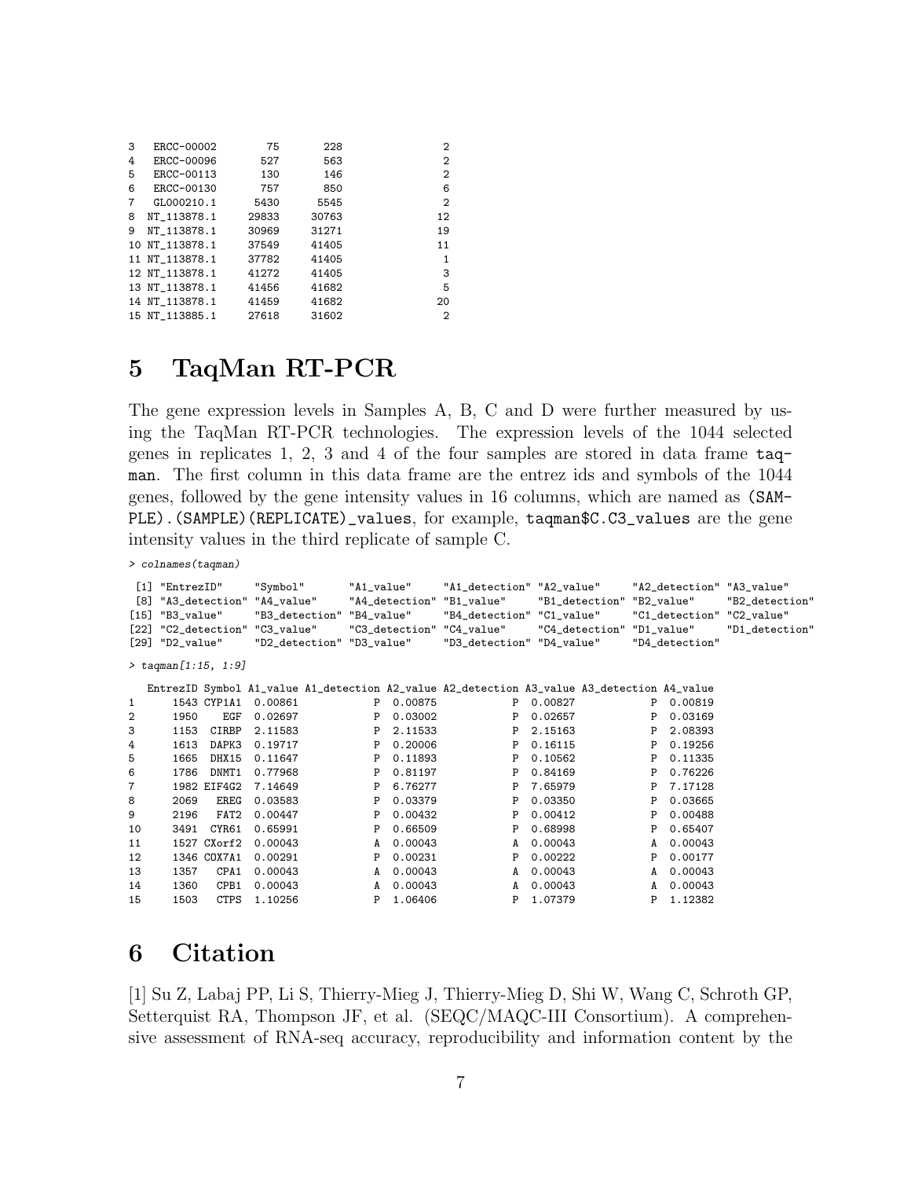```
3   ERCC-00002       75      228              2
4   ERCC-00096      527      563              2
5   ERCC-00113      130      146              2
6   ERCC-00130      757      850              6
7   GL000210.1     5430     5545              2
8  NT_113878.1    29833    30763             12
9  NT_113878.1    30969    31271             19
10 NT_113878.1    37549    41405             11
11 NT_113878.1    37782    41405              1
12 NT_113878.1    41272    41405              3
13 NT_113878.1    41456    41682              5
14 NT_113878.1    41459    41682             20
15 NT_113885.1    27618    31602              2
```

# 5 TaqMan RT-PCR

The gene expression levels in Samples A, B, C and D were further measured by using the TaqMan RT-PCR technologies. The expression levels of the 1044 selected genes in replicates 1, 2, 3 and 4 of the four samples are stored in data frame taqman. The first column in this data frame are the entrez ids and symbols of the 1044 genes, followed by the gene intensity values in 16 columns, which are named as (SAMPLE).(SAMPLE)(REPLICATE)_values, for example, taqman$C.C3_values are the gene intensity values in the third replicate of sample C.

```
> colnames(taqman)

 [1] "EntrezID"     "Symbol"       "A1_value"     "A1_detection" "A2_value"     "A2_detection" "A3_value"
 [8] "A3_detection" "A4_value"     "A4_detection" "B1_value"     "B1_detection" "B2_value"     "B2_detection"
[15] "B3_value"     "B3_detection" "B4_value"     "B4_detection" "C1_value"     "C1_detection" "C2_value"
[22] "C2_detection" "C3_value"     "C3_detection" "C4_value"     "C4_detection" "D1_value"     "D1_detection"
[29] "D2_value"     "D2_detection" "D3_value"     "D3_detection" "D4_value"     "D4_detection"

> taqman[1:15, 1:9]

   EntrezID Symbol A1_value A1_detection A2_value A2_detection A3_value A3_detection A4_value
1      1543 CYP1A1  0.00861            P  0.00875            P  0.00827            P  0.00819
2      1950    EGF  0.02697            P  0.03002            P  0.02657            P  0.03169
3      1153  CIRBP  2.11583            P  2.11533            P  2.15163            P  2.08393
4      1613  DAPK3  0.19717            P  0.20006            P  0.16115            P  0.19256
5      1665  DHX15  0.11647            P  0.11893            P  0.10562            P  0.11335
6      1786  DNMT1  0.77968            P  0.81197            P  0.84169            P  0.76226
7      1982 EIF4G2  7.14649            P  6.76277            P  7.65979            P  7.17128
8      2069   EREG  0.03583            P  0.03379            P  0.03350            P  0.03665
9      2196   FAT2  0.00447            P  0.00432            P  0.00412            P  0.00488
10     3491  CYR61  0.65991            P  0.66509            P  0.68998            P  0.65407
11     1527 CXorf2  0.00043            A  0.00043            A  0.00043            A  0.00043
12     1346 COX7A1  0.00291            P  0.00231            P  0.00222            P  0.00177
13     1357   CPA1  0.00043            A  0.00043            A  0.00043            A  0.00043
14     1360   CPB1  0.00043            A  0.00043            A  0.00043            A  0.00043
15     1503   CTPS  1.10256            P  1.06406            P  1.07379            P  1.12382
```

# 6 Citation

[1] Su Z, Labaj PP, Li S, Thierry-Mieg J, Thierry-Mieg D, Shi W, Wang C, Schroth GP, Setterquist RA, Thompson JF, et al. (SEQC/MAQC-III Consortium). A comprehensive assessment of RNA-seq accuracy, reproducibility and information content by the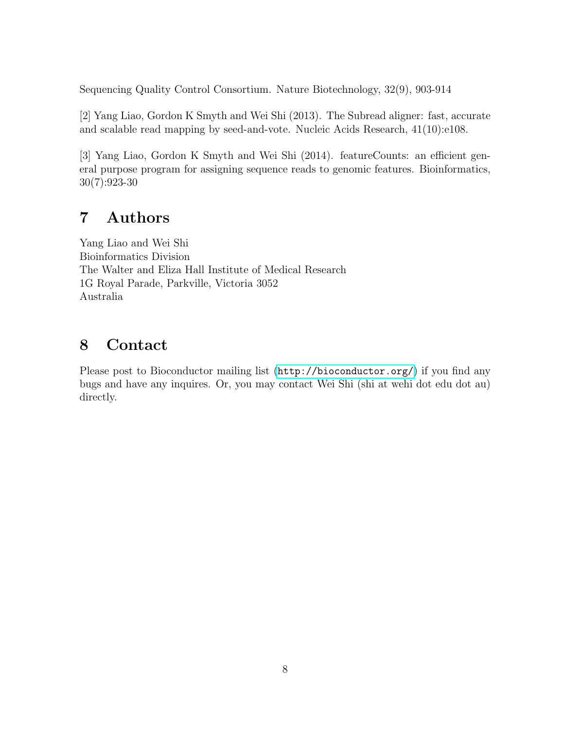Sequencing Quality Control Consortium. Nature Biotechnology, 32(9), 903-914

[2] Yang Liao, Gordon K Smyth and Wei Shi (2013). The Subread aligner: fast, accurate and scalable read mapping by seed-and-vote. Nucleic Acids Research, 41(10):e108.

[3] Yang Liao, Gordon K Smyth and Wei Shi (2014). featureCounts: an efficient general purpose program for assigning sequence reads to genomic features. Bioinformatics, 30(7):923-30

# 7 Authors

Yang Liao and Wei Shi
Bioinformatics Division
The Walter and Eliza Hall Institute of Medical Research
1G Royal Parade, Parkville, Victoria 3052
Australia

# 8 Contact

Please post to Bioconductor mailing list (http://bioconductor.org/) if you find any bugs and have any inquires. Or, you may contact Wei Shi (shi at wehi dot edu dot au) directly.